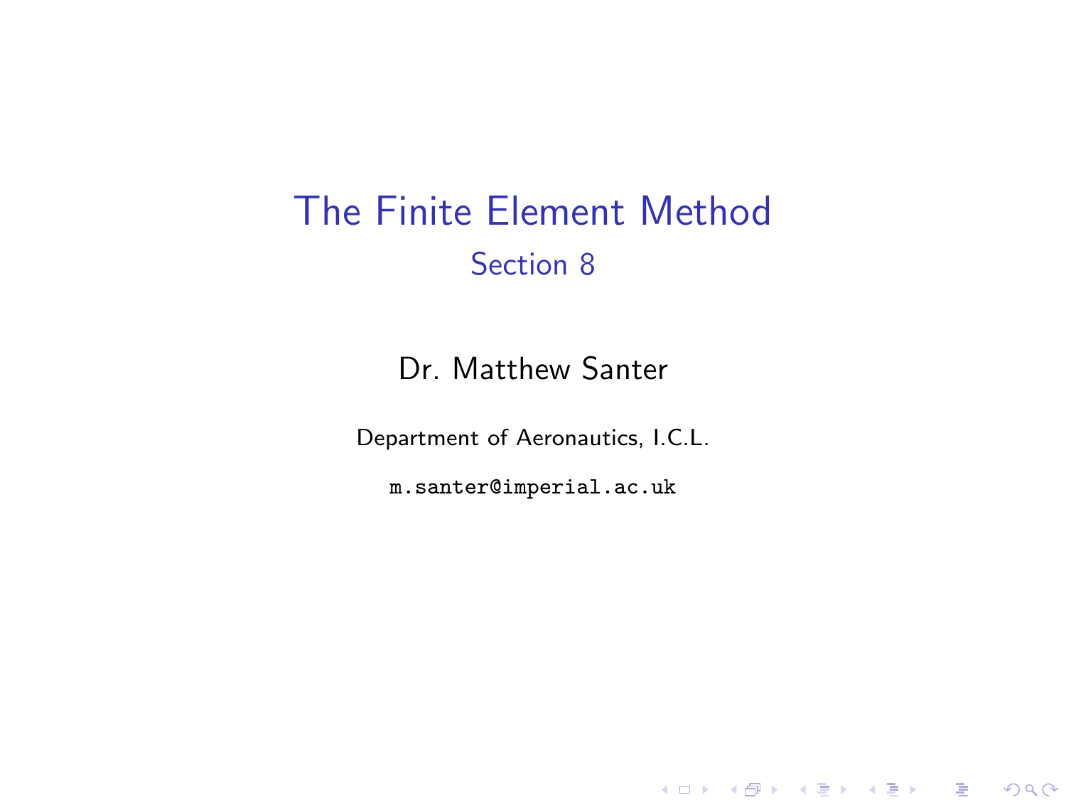# The Finite Element Method

## Section 8

Dr. Matthew Santer

Department of Aeronautics, I.C.L.

`m.santer@imperial.ac.uk`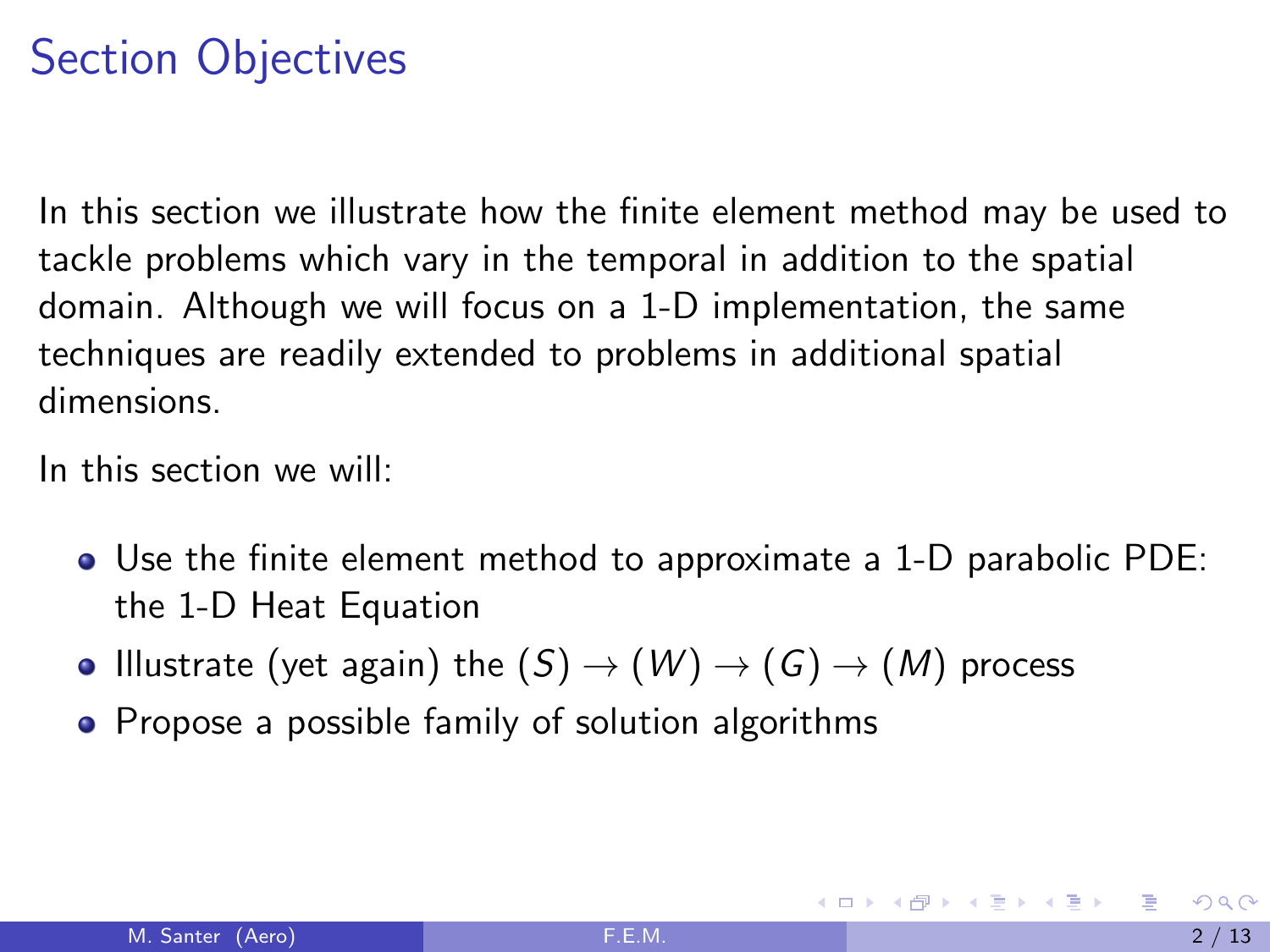# Section Objectives

In this section we illustrate how the finite element method may be used to tackle problems which vary in the temporal in addition to the spatial domain. Although we will focus on a 1-D implementation, the same techniques are readily extended to problems in additional spatial dimensions.

In this section we will:

- Use the finite element method to approximate a 1-D parabolic PDE: the 1-D Heat Equation
- Illustrate (yet again) the $(S) \rightarrow (W) \rightarrow (G) \rightarrow (M)$ process
- Propose a possible family of solution algorithms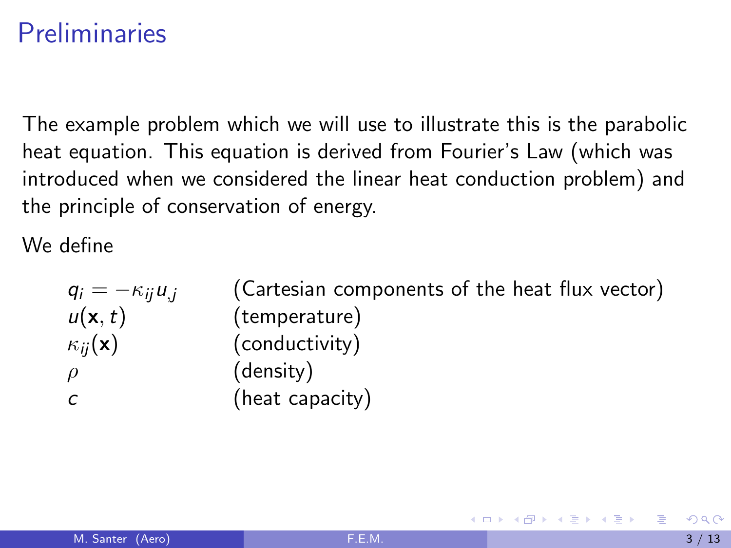# Preliminaries

The example problem which we will use to illustrate this is the parabolic heat equation. This equation is derived from Fourier's Law (which was introduced when we considered the linear heat conduction problem) and the principle of conservation of energy.

We define

| | |
|---|---|
| $q_i = -\kappa_{ij} u_{,j}$ | (Cartesian components of the heat flux vector) |
| $u(\mathbf{x}, t)$ | (temperature) |
| $\kappa_{ij}(\mathbf{x})$ | (conductivity) |
| $\rho$ | (density) |
| $c$ | (heat capacity) |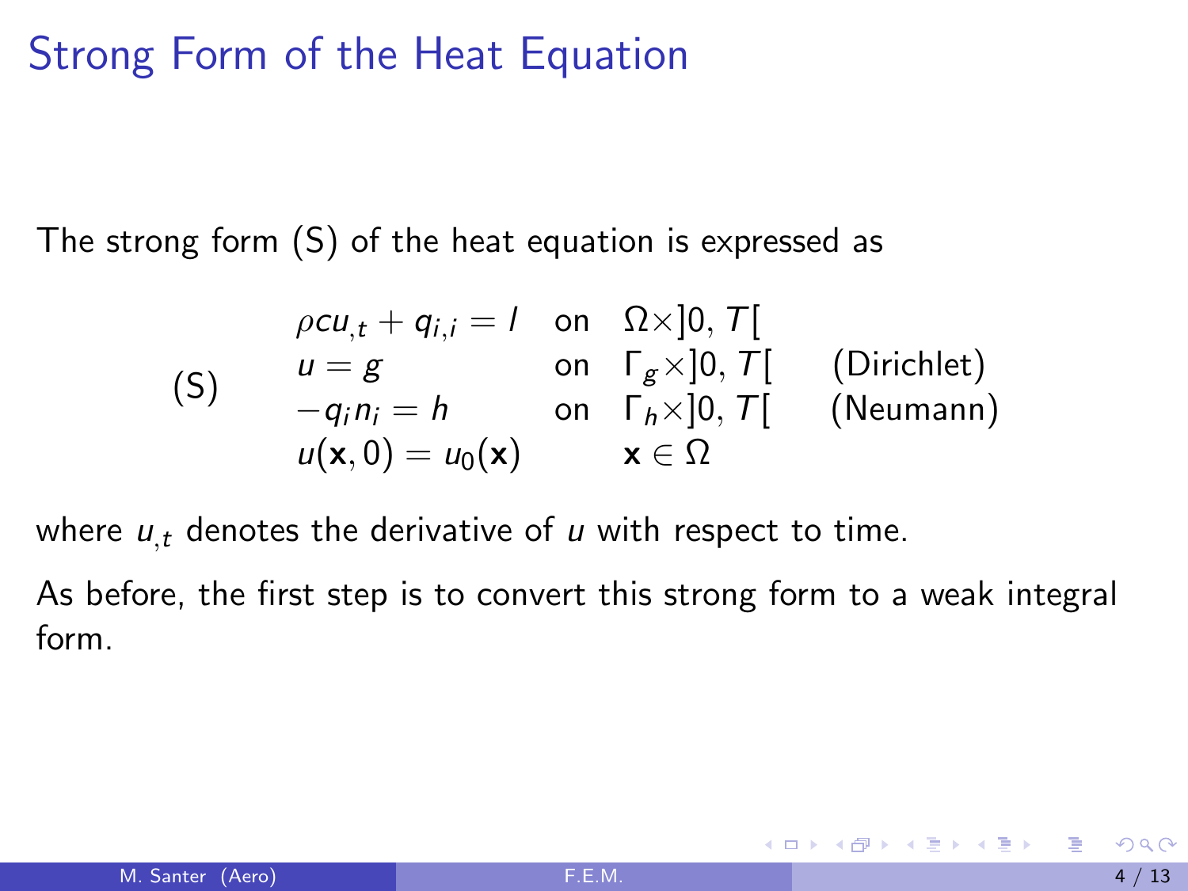# Strong Form of the Heat Equation

The strong form (S) of the heat equation is expressed as

$$
(\mathrm{S}) \qquad
\begin{array}{lll}
\rho c u_{,t} + q_{i,i} = l & \text{on} & \Omega \times ]0, T[ \\
u = g & \text{on} & \Gamma_g \times ]0, T[ \qquad \text{(Dirichlet)} \\
-q_i n_i = h & \text{on} & \Gamma_h \times ]0, T[ \qquad \text{(Neumann)} \\
u(\mathbf{x}, 0) = u_0(\mathbf{x}) & & \mathbf{x} \in \Omega
\end{array}
$$

where $u_{,t}$ denotes the derivative of $u$ with respect to time.

As before, the first step is to convert this strong form to a weak integral form.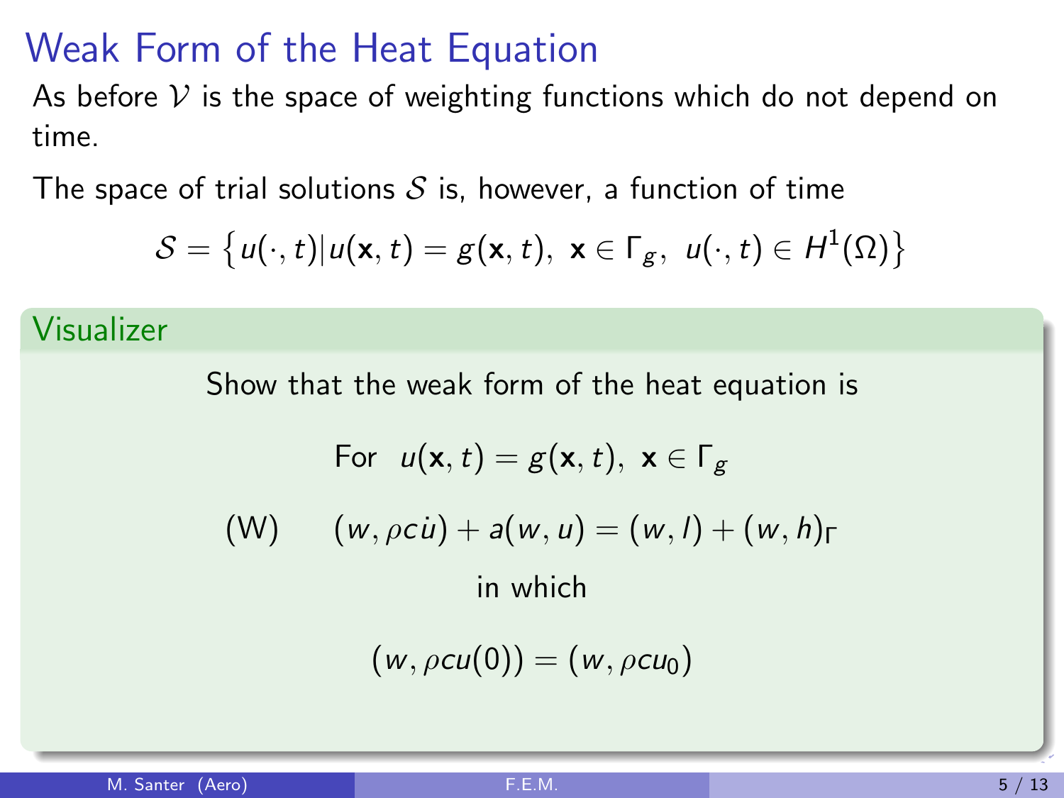# Weak Form of the Heat Equation

As before $\mathcal{V}$ is the space of weighting functions which do not depend on time.

The space of trial solutions $\mathcal{S}$ is, however, a function of time

$$\mathcal{S} = \left\{ u(\cdot,t) | u(\mathbf{x},t) = g(\mathbf{x},t),\ \mathbf{x} \in \Gamma_g,\ u(\cdot,t) \in H^1(\Omega) \right\}$$

## Visualizer

Show that the weak form of the heat equation is

$$\text{For} \quad u(\mathbf{x},t) = g(\mathbf{x},t),\ \mathbf{x} \in \Gamma_g$$

$$\text{(W)} \qquad (w, \rho c \dot{u}) + a(w,u) = (w,l) + (w,h)_\Gamma$$

in which

$$(w, \rho c u(0)) = (w, \rho c u_0)$$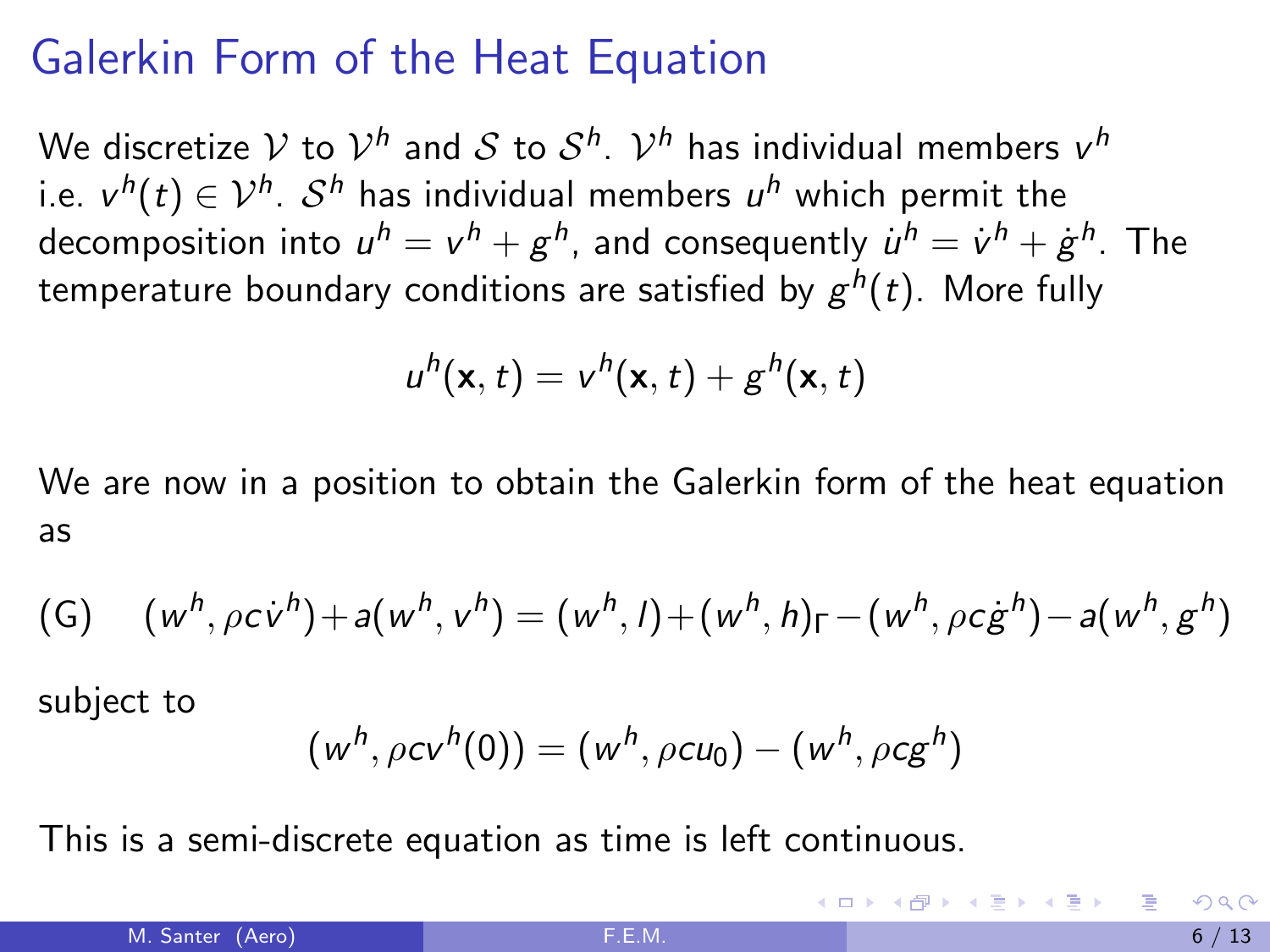# Galerkin Form of the Heat Equation

We discretize $\mathcal{V}$ to $\mathcal{V}^h$ and $\mathcal{S}$ to $\mathcal{S}^h$. $\mathcal{V}^h$ has individual members $v^h$ i.e. $v^h(t) \in \mathcal{V}^h$. $\mathcal{S}^h$ has individual members $u^h$ which permit the decomposition into $u^h = v^h + g^h$, and consequently $\dot{u}^h = \dot{v}^h + \dot{g}^h$. The temperature boundary conditions are satisfied by $g^h(t)$. More fully

$$u^h(\mathbf{x}, t) = v^h(\mathbf{x}, t) + g^h(\mathbf{x}, t)$$

We are now in a position to obtain the Galerkin form of the heat equation as

$$\text{(G)} \quad (w^h, \rho c \dot{v}^h) + a(w^h, v^h) = (w^h, l) + (w^h, h)_\Gamma - (w^h, \rho c \dot{g}^h) - a(w^h, g^h)$$

subject to

$$(w^h, \rho c v^h(0)) = (w^h, \rho c u_0) - (w^h, \rho c g^h)$$

This is a semi-discrete equation as time is left continuous.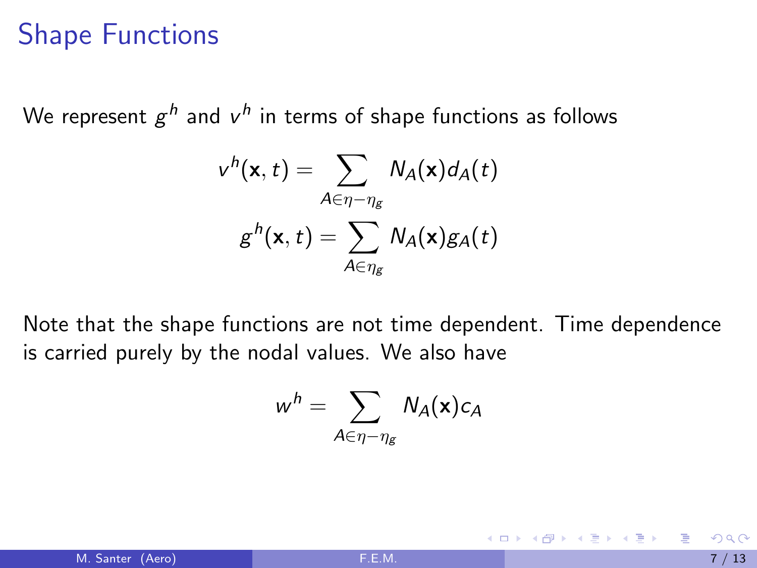# Shape Functions

We represent $g^h$ and $v^h$ in terms of shape functions as follows

$$v^h(\mathbf{x}, t) = \sum_{A \in \eta - \eta_g} N_A(\mathbf{x}) d_A(t)$$

$$g^h(\mathbf{x}, t) = \sum_{A \in \eta_g} N_A(\mathbf{x}) g_A(t)$$

Note that the shape functions are not time dependent. Time dependence is carried purely by the nodal values. We also have

$$w^h = \sum_{A \in \eta - \eta_g} N_A(\mathbf{x}) c_A$$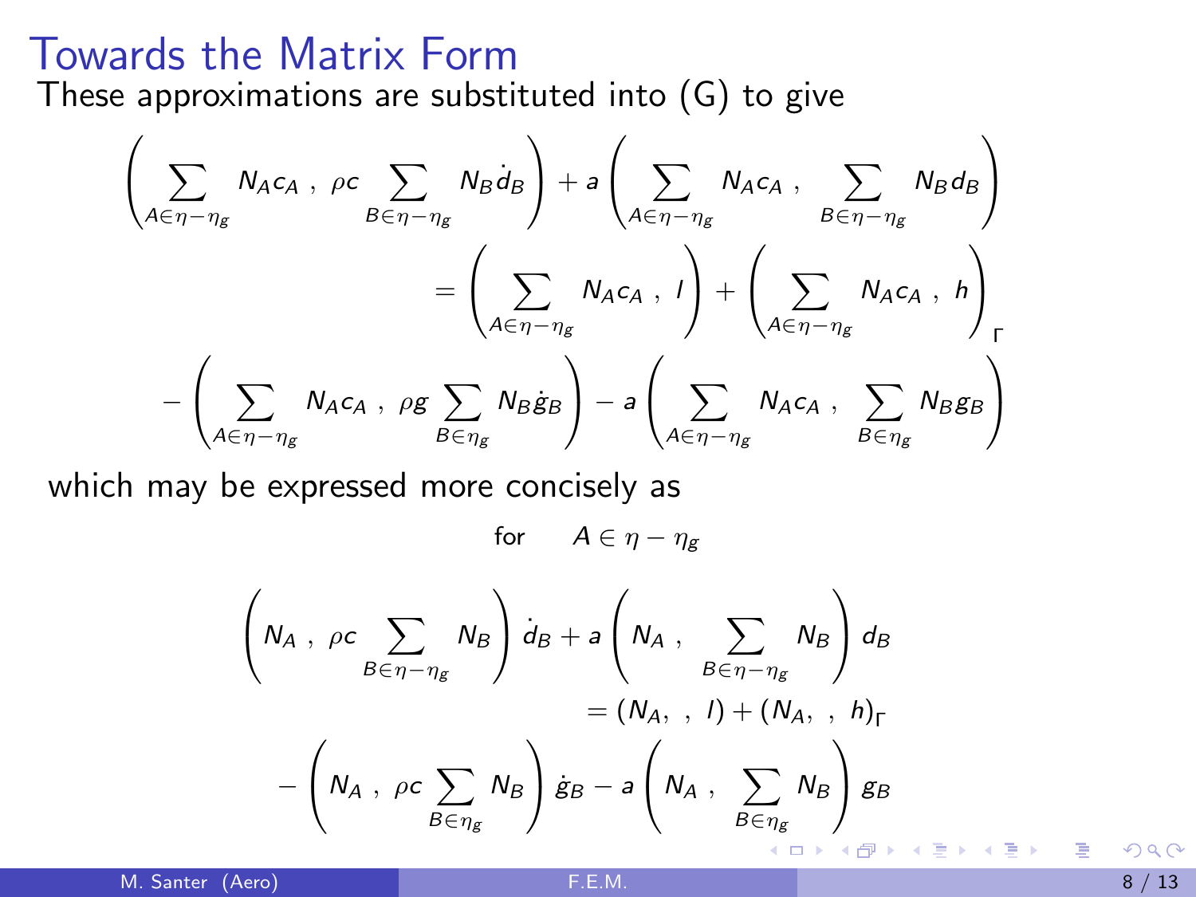# Towards the Matrix Form

These approximations are substituted into (G) to give

$$
\left( \sum_{A \in \eta - \eta_g} N_A c_A \,,\; \rho c \sum_{B \in \eta - \eta_g} N_B \dot{d}_B \right) + a \left( \sum_{A \in \eta - \eta_g} N_A c_A \,,\; \sum_{B \in \eta - \eta_g} N_B d_B \right)
$$

$$
= \left( \sum_{A \in \eta - \eta_g} N_A c_A \,,\; l \right) + \left( \sum_{A \in \eta - \eta_g} N_A c_A \,,\; h \right)_{\Gamma}
$$

$$
- \left( \sum_{A \in \eta - \eta_g} N_A c_A \,,\; \rho g \sum_{B \in \eta_g} N_B \dot{g}_B \right) - a \left( \sum_{A \in \eta - \eta_g} N_A c_A \,,\; \sum_{B \in \eta_g} N_B g_B \right)
$$

which may be expressed more concisely as

for $\quad A \in \eta - \eta_g$

$$
\left( N_A \,,\; \rho c \sum_{B \in \eta - \eta_g} N_B \right) \dot{d}_B + a \left( N_A \,,\; \sum_{B \in \eta - \eta_g} N_B \right) d_B
$$

$$
= (N_A, \;,\; l) + (N_A, \;,\; h)_{\Gamma}
$$

$$
- \left( N_A \,,\; \rho c \sum_{B \in \eta_g} N_B \right) \dot{g}_B - a \left( N_A \,,\; \sum_{B \in \eta_g} N_B \right) g_B
$$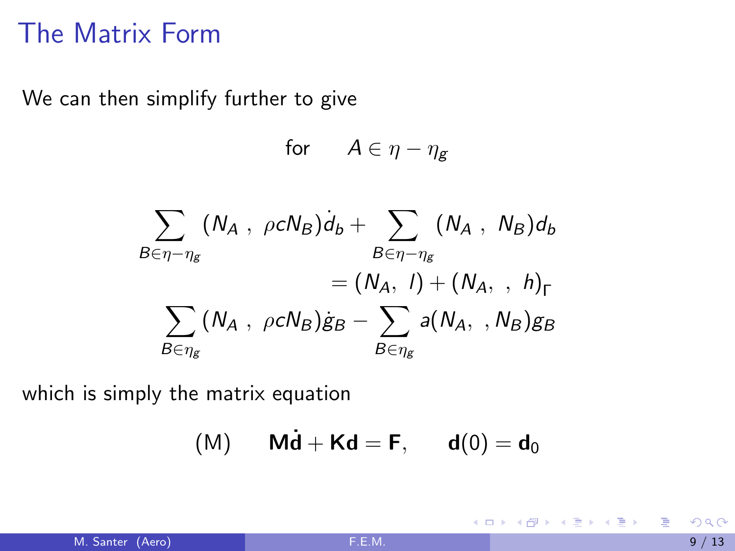# The Matrix Form

We can then simplify further to give

$$\text{for} \qquad A \in \eta - \eta_g$$

$$\sum_{B \in \eta - \eta_g} (N_A \ , \ \rho c N_B) \dot{d}_b + \sum_{B \in \eta - \eta_g} (N_A \ , \ N_B) d_b$$

$$= (N_A, \ l) + (N_A, \ , \ h)_\Gamma$$

$$\sum_{B \in \eta_g} (N_A \ , \ \rho c N_B) \dot{g}_B - \sum_{B \in \eta_g} a(N_A, \ , N_B) g_B$$

which is simply the matrix equation

$$\text{(M)} \qquad \mathbf{M}\dot{\mathbf{d}} + \mathbf{K}\mathbf{d} = \mathbf{F}, \qquad \mathbf{d}(0) = \mathbf{d}_0$$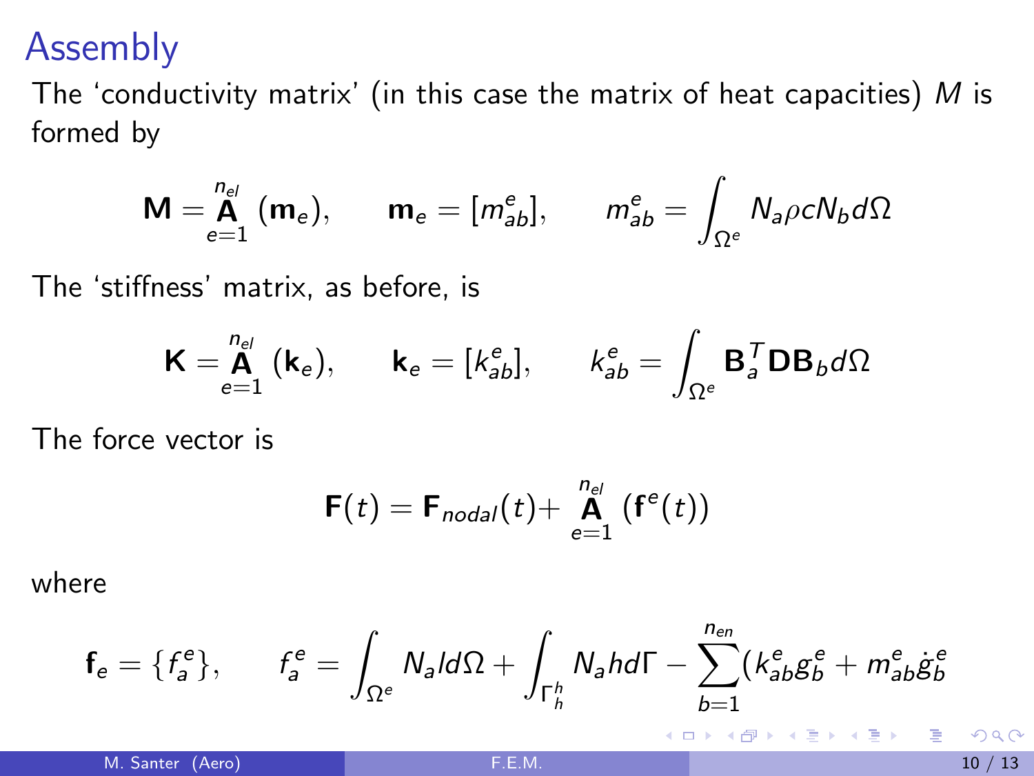# Assembly

The 'conductivity matrix' (in this case the matrix of heat capacities) $M$ is formed by

$$\mathbf{M} = \mathop{\mathbf{A}}_{e=1}^{n_{el}} (\mathbf{m}_e), \qquad \mathbf{m}_e = [m^e_{ab}], \qquad m^e_{ab} = \int_{\Omega^e} N_a \rho c N_b d\Omega$$

The 'stiffness' matrix, as before, is

$$\mathbf{K} = \mathop{\mathbf{A}}_{e=1}^{n_{el}} (\mathbf{k}_e), \qquad \mathbf{k}_e = [k^e_{ab}], \qquad k^e_{ab} = \int_{\Omega^e} \mathbf{B}_a^T \mathbf{D} \mathbf{B}_b d\Omega$$

The force vector is

$$\mathbf{F}(t) = \mathbf{F}_{nodal}(t) + \mathop{\mathbf{A}}_{e=1}^{n_{el}} (\mathbf{f}^e(t))$$

where

$$\mathbf{f}_e = \{f^e_a\}, \qquad f^e_a = \int_{\Omega^e} N_a l d\Omega + \int_{\Gamma^h_h} N_a h d\Gamma - \sum_{b=1}^{n_{en}} (k^e_{ab} g^e_b + m^e_{ab} \dot{g}^e_b$$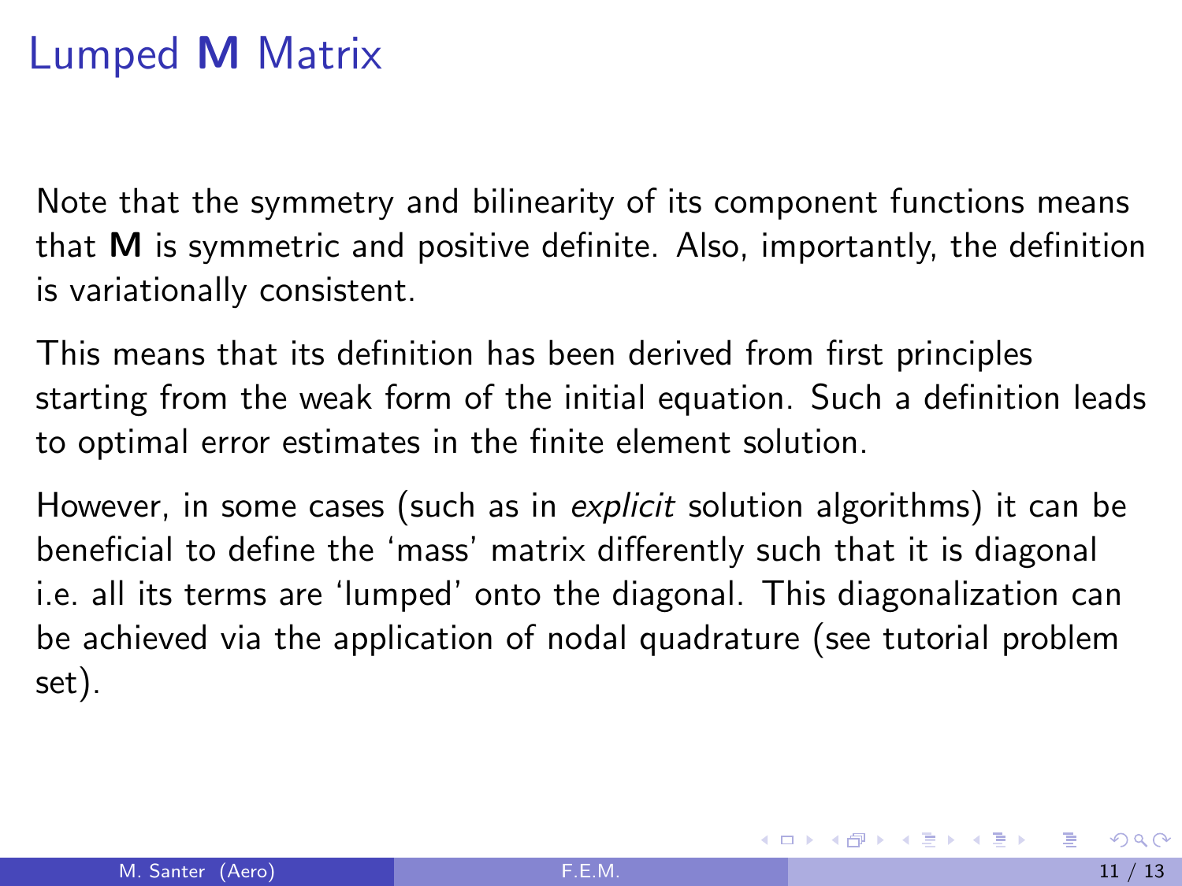# Lumped **M** Matrix

Note that the symmetry and bilinearity of its component functions means that **M** is symmetric and positive definite. Also, importantly, the definition is variationally consistent.

This means that its definition has been derived from first principles starting from the weak form of the initial equation. Such a definition leads to optimal error estimates in the finite element solution.

However, in some cases (such as in *explicit* solution algorithms) it can be beneficial to define the 'mass' matrix differently such that it is diagonal i.e. all its terms are 'lumped' onto the diagonal. This diagonalization can be achieved via the application of nodal quadrature (see tutorial problem set).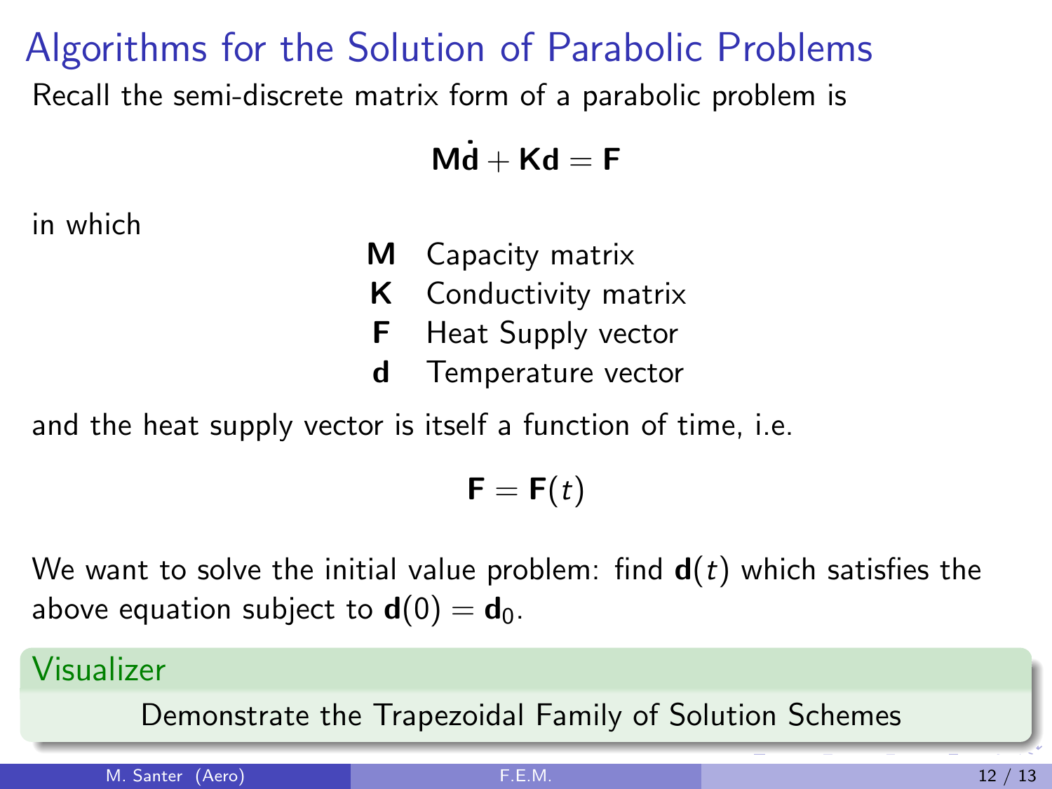# Algorithms for the Solution of Parabolic Problems

Recall the semi-discrete matrix form of a parabolic problem is

$$\mathbf{M}\dot{\mathbf{d}} + \mathbf{K}\mathbf{d} = \mathbf{F}$$

in which

| | |
|---|---|
| $\mathbf{M}$ | Capacity matrix |
| $\mathbf{K}$ | Conductivity matrix |
| $\mathbf{F}$ | Heat Supply vector |
| $\mathbf{d}$ | Temperature vector |

and the heat supply vector is itself a function of time, i.e.

$$\mathbf{F} = \mathbf{F}(t)$$

We want to solve the initial value problem: find $\mathbf{d}(t)$ which satisfies the above equation subject to $\mathbf{d}(0) = \mathbf{d}_0$.

**Visualizer**

Demonstrate the Trapezoidal Family of Solution Schemes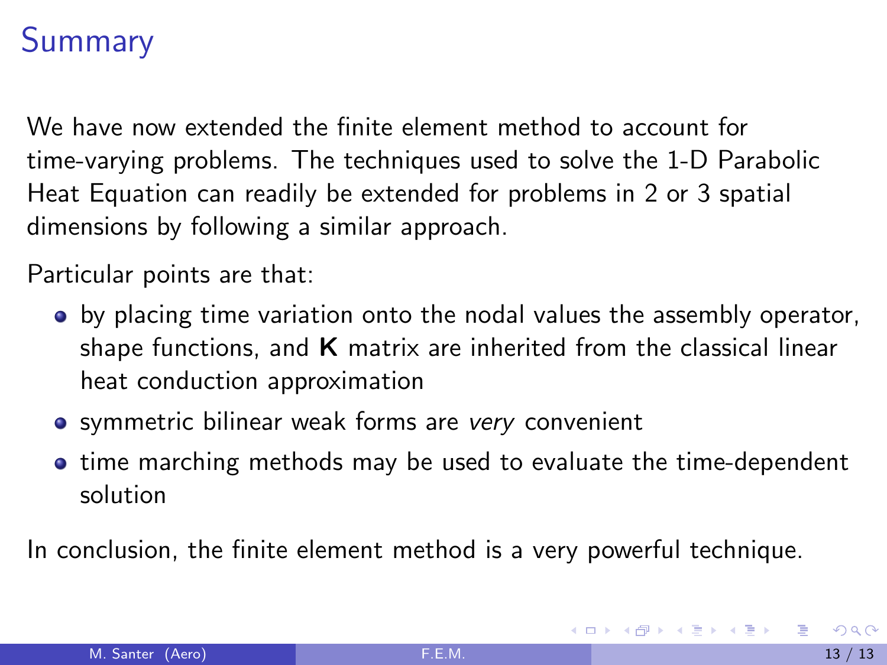# Summary

We have now extended the finite element method to account for time-varying problems. The techniques used to solve the 1-D Parabolic Heat Equation can readily be extended for problems in 2 or 3 spatial dimensions by following a similar approach.

Particular points are that:

- by placing time variation onto the nodal values the assembly operator, shape functions, and $\mathbf{K}$ matrix are inherited from the classical linear heat conduction approximation
- symmetric bilinear weak forms are *very* convenient
- time marching methods may be used to evaluate the time-dependent solution

In conclusion, the finite element method is a very powerful technique.